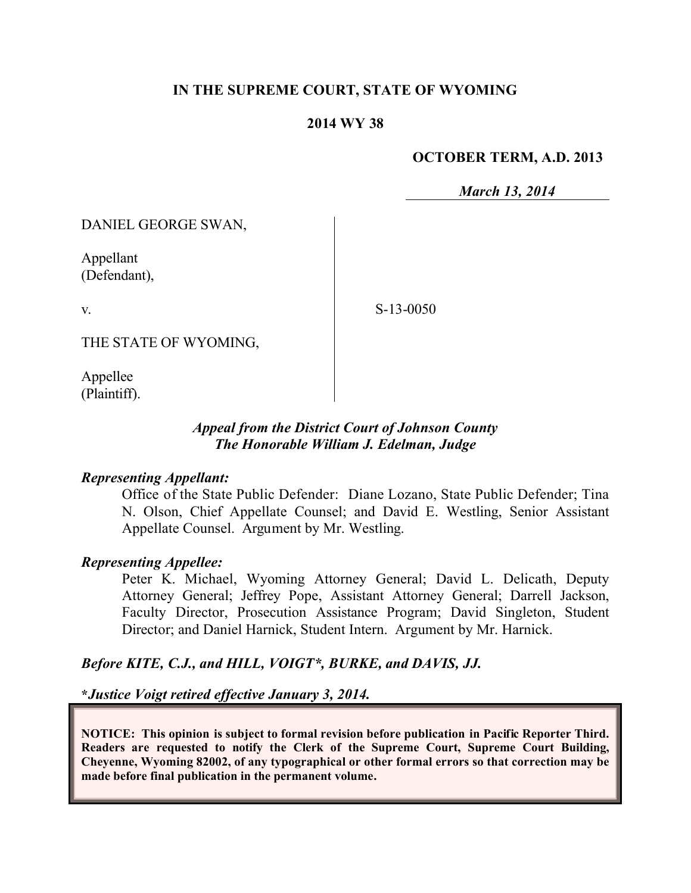**IN THE SUPREME COURT, STATE OF WYOMING**

**2014 WY 38**

**OCTOBER TERM, A.D. 2013**

***March 13, 2014***

DANIEL GEORGE SWAN,

Appellant
(Defendant),

v.

S-13-0050

THE STATE OF WYOMING,

Appellee
(Plaintiff).

***Appeal from the District Court of Johnson County***
***The Honorable William J. Edelman, Judge***

***Representing Appellant:***

Office of the State Public Defender: Diane Lozano, State Public Defender; Tina N. Olson, Chief Appellate Counsel; and David E. Westling, Senior Assistant Appellate Counsel. Argument by Mr. Westling.

***Representing Appellee:***

Peter K. Michael, Wyoming Attorney General; David L. Delicath, Deputy Attorney General; Jeffrey Pope, Assistant Attorney General; Darrell Jackson, Faculty Director, Prosecution Assistance Program; David Singleton, Student Director; and Daniel Harnick, Student Intern. Argument by Mr. Harnick.

***Before KITE, C.J., and HILL, VOIGT\*, BURKE, and DAVIS, JJ.***

***\*Justice Voigt retired effective January 3, 2014.***

**NOTICE: This opinion is subject to formal revision before publication in Pacific Reporter Third. Readers are requested to notify the Clerk of the Supreme Court, Supreme Court Building, Cheyenne, Wyoming 82002, of any typographical or other formal errors so that correction may be made before final publication in the permanent volume.**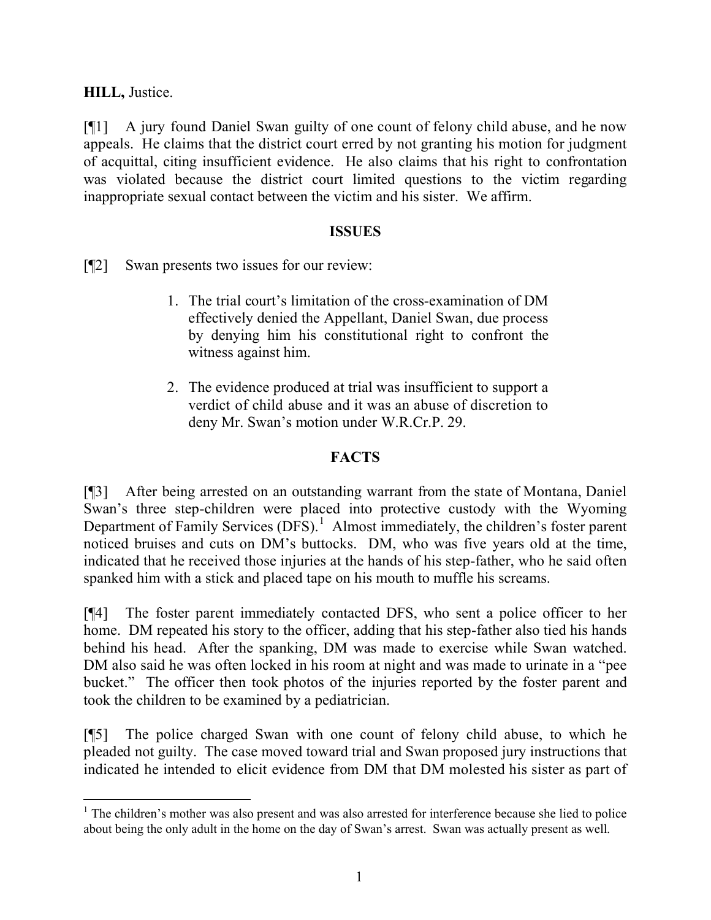**HILL,** Justice.

[¶1] A jury found Daniel Swan guilty of one count of felony child abuse, and he now appeals. He claims that the district court erred by not granting his motion for judgment of acquittal, citing insufficient evidence. He also claims that his right to confrontation was violated because the district court limited questions to the victim regarding inappropriate sexual contact between the victim and his sister. We affirm.

## ISSUES

[¶2] Swan presents two issues for our review:

> 1. The trial court's limitation of the cross-examination of DM effectively denied the Appellant, Daniel Swan, due process by denying him his constitutional right to confront the witness against him.
>
> 2. The evidence produced at trial was insufficient to support a verdict of child abuse and it was an abuse of discretion to deny Mr. Swan's motion under W.R.Cr.P. 29.

## FACTS

[¶3] After being arrested on an outstanding warrant from the state of Montana, Daniel Swan's three step-children were placed into protective custody with the Wyoming Department of Family Services (DFS).[1] Almost immediately, the children's foster parent noticed bruises and cuts on DM's buttocks. DM, who was five years old at the time, indicated that he received those injuries at the hands of his step-father, who he said often spanked him with a stick and placed tape on his mouth to muffle his screams.

[¶4] The foster parent immediately contacted DFS, who sent a police officer to her home. DM repeated his story to the officer, adding that his step-father also tied his hands behind his head. After the spanking, DM was made to exercise while Swan watched. DM also said he was often locked in his room at night and was made to urinate in a "pee bucket." The officer then took photos of the injuries reported by the foster parent and took the children to be examined by a pediatrician.

[¶5] The police charged Swan with one count of felony child abuse, to which he pleaded not guilty. The case moved toward trial and Swan proposed jury instructions that indicated he intended to elicit evidence from DM that DM molested his sister as part of

---

[1] The children's mother was also present and was also arrested for interference because she lied to police about being the only adult in the home on the day of Swan's arrest. Swan was actually present as well.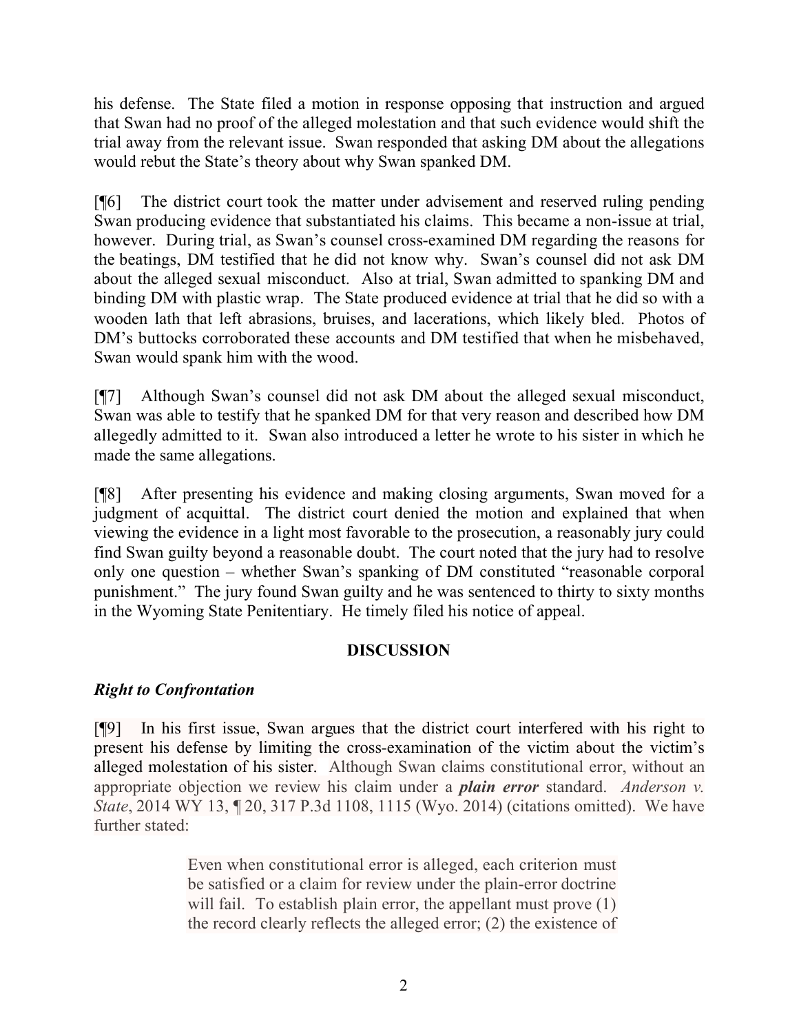his defense. The State filed a motion in response opposing that instruction and argued that Swan had no proof of the alleged molestation and that such evidence would shift the trial away from the relevant issue. Swan responded that asking DM about the allegations would rebut the State's theory about why Swan spanked DM.

[¶6] The district court took the matter under advisement and reserved ruling pending Swan producing evidence that substantiated his claims. This became a non-issue at trial, however. During trial, as Swan's counsel cross-examined DM regarding the reasons for the beatings, DM testified that he did not know why. Swan's counsel did not ask DM about the alleged sexual misconduct. Also at trial, Swan admitted to spanking DM and binding DM with plastic wrap. The State produced evidence at trial that he did so with a wooden lath that left abrasions, bruises, and lacerations, which likely bled. Photos of DM's buttocks corroborated these accounts and DM testified that when he misbehaved, Swan would spank him with the wood.

[¶7] Although Swan's counsel did not ask DM about the alleged sexual misconduct, Swan was able to testify that he spanked DM for that very reason and described how DM allegedly admitted to it. Swan also introduced a letter he wrote to his sister in which he made the same allegations.

[¶8] After presenting his evidence and making closing arguments, Swan moved for a judgment of acquittal. The district court denied the motion and explained that when viewing the evidence in a light most favorable to the prosecution, a reasonably jury could find Swan guilty beyond a reasonable doubt. The court noted that the jury had to resolve only one question – whether Swan's spanking of DM constituted "reasonable corporal punishment." The jury found Swan guilty and he was sentenced to thirty to sixty months in the Wyoming State Penitentiary. He timely filed his notice of appeal.

## DISCUSSION

### *Right to Confrontation*

[¶9] In his first issue, Swan argues that the district court interfered with his right to present his defense by limiting the cross-examination of the victim about the victim's alleged molestation of his sister. Although Swan claims constitutional error, without an appropriate objection we review his claim under a ***plain error*** standard. *Anderson v. State*, 2014 WY 13, ¶ 20, 317 P.3d 1108, 1115 (Wyo. 2014) (citations omitted). We have further stated:

> Even when constitutional error is alleged, each criterion must be satisfied or a claim for review under the plain-error doctrine will fail. To establish plain error, the appellant must prove (1) the record clearly reflects the alleged error; (2) the existence of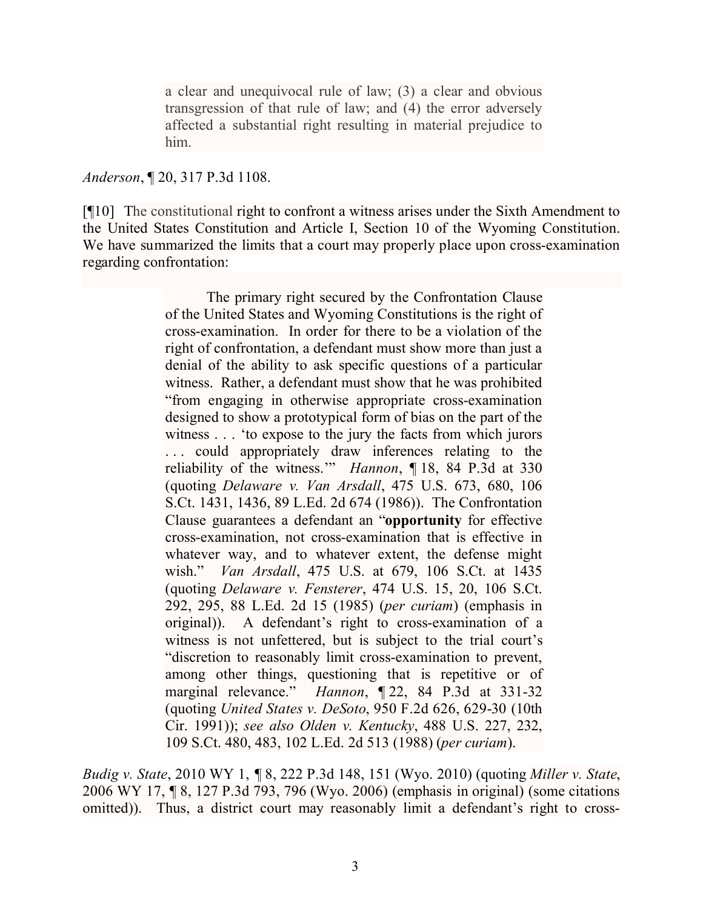> a clear and unequivocal rule of law; (3) a clear and obvious transgression of that rule of law; and (4) the error adversely affected a substantial right resulting in material prejudice to him.

*Anderson*, ¶ 20, 317 P.3d 1108.

[¶10] The constitutional right to confront a witness arises under the Sixth Amendment to the United States Constitution and Article I, Section 10 of the Wyoming Constitution. We have summarized the limits that a court may properly place upon cross-examination regarding confrontation:

> The primary right secured by the Confrontation Clause of the United States and Wyoming Constitutions is the right of cross-examination. In order for there to be a violation of the right of confrontation, a defendant must show more than just a denial of the ability to ask specific questions of a particular witness. Rather, a defendant must show that he was prohibited "from engaging in otherwise appropriate cross-examination designed to show a prototypical form of bias on the part of the witness . . . 'to expose to the jury the facts from which jurors . . . could appropriately draw inferences relating to the reliability of the witness.'" *Hannon*, ¶ 18, 84 P.3d at 330 (quoting *Delaware v. Van Arsdall*, 475 U.S. 673, 680, 106 S.Ct. 1431, 1436, 89 L.Ed. 2d 674 (1986)). The Confrontation Clause guarantees a defendant an "**opportunity** for effective cross-examination, not cross-examination that is effective in whatever way, and to whatever extent, the defense might wish." *Van Arsdall*, 475 U.S. at 679, 106 S.Ct. at 1435 (quoting *Delaware v. Fensterer*, 474 U.S. 15, 20, 106 S.Ct. 292, 295, 88 L.Ed. 2d 15 (1985) (*per curiam*) (emphasis in original)). A defendant's right to cross-examination of a witness is not unfettered, but is subject to the trial court's "discretion to reasonably limit cross-examination to prevent, among other things, questioning that is repetitive or of marginal relevance." *Hannon*, ¶ 22, 84 P.3d at 331-32 (quoting *United States v. DeSoto*, 950 F.2d 626, 629-30 (10th Cir. 1991)); *see also Olden v. Kentucky*, 488 U.S. 227, 232, 109 S.Ct. 480, 483, 102 L.Ed. 2d 513 (1988) (*per curiam*).

*Budig v. State*, 2010 WY 1, ¶ 8, 222 P.3d 148, 151 (Wyo. 2010) (quoting *Miller v. State*, 2006 WY 17, ¶ 8, 127 P.3d 793, 796 (Wyo. 2006) (emphasis in original) (some citations omitted)). Thus, a district court may reasonably limit a defendant's right to cross-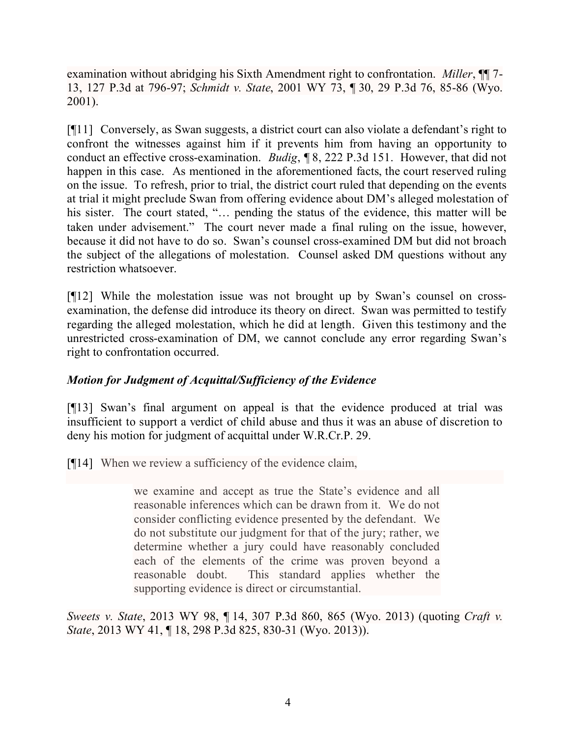examination without abridging his Sixth Amendment right to confrontation. *Miller*, ¶¶ 7-13, 127 P.3d at 796-97; *Schmidt v. State*, 2001 WY 73, ¶ 30, 29 P.3d 76, 85-86 (Wyo. 2001).

[¶11] Conversely, as Swan suggests, a district court can also violate a defendant's right to confront the witnesses against him if it prevents him from having an opportunity to conduct an effective cross-examination. *Budig*, ¶ 8, 222 P.3d 151. However, that did not happen in this case. As mentioned in the aforementioned facts, the court reserved ruling on the issue. To refresh, prior to trial, the district court ruled that depending on the events at trial it might preclude Swan from offering evidence about DM's alleged molestation of his sister. The court stated, "… pending the status of the evidence, this matter will be taken under advisement." The court never made a final ruling on the issue, however, because it did not have to do so. Swan's counsel cross-examined DM but did not broach the subject of the allegations of molestation. Counsel asked DM questions without any restriction whatsoever.

[¶12] While the molestation issue was not brought up by Swan's counsel on cross-examination, the defense did introduce its theory on direct. Swan was permitted to testify regarding the alleged molestation, which he did at length. Given this testimony and the unrestricted cross-examination of DM, we cannot conclude any error regarding Swan's right to confrontation occurred.

### *Motion for Judgment of Acquittal/Sufficiency of the Evidence*

[¶13] Swan's final argument on appeal is that the evidence produced at trial was insufficient to support a verdict of child abuse and thus it was an abuse of discretion to deny his motion for judgment of acquittal under W.R.Cr.P. 29.

[¶14] When we review a sufficiency of the evidence claim,

> we examine and accept as true the State's evidence and all reasonable inferences which can be drawn from it. We do not consider conflicting evidence presented by the defendant. We do not substitute our judgment for that of the jury; rather, we determine whether a jury could have reasonably concluded each of the elements of the crime was proven beyond a reasonable doubt. This standard applies whether the supporting evidence is direct or circumstantial.

*Sweets v. State*, 2013 WY 98, ¶ 14, 307 P.3d 860, 865 (Wyo. 2013) (quoting *Craft v. State*, 2013 WY 41, ¶ 18, 298 P.3d 825, 830-31 (Wyo. 2013)).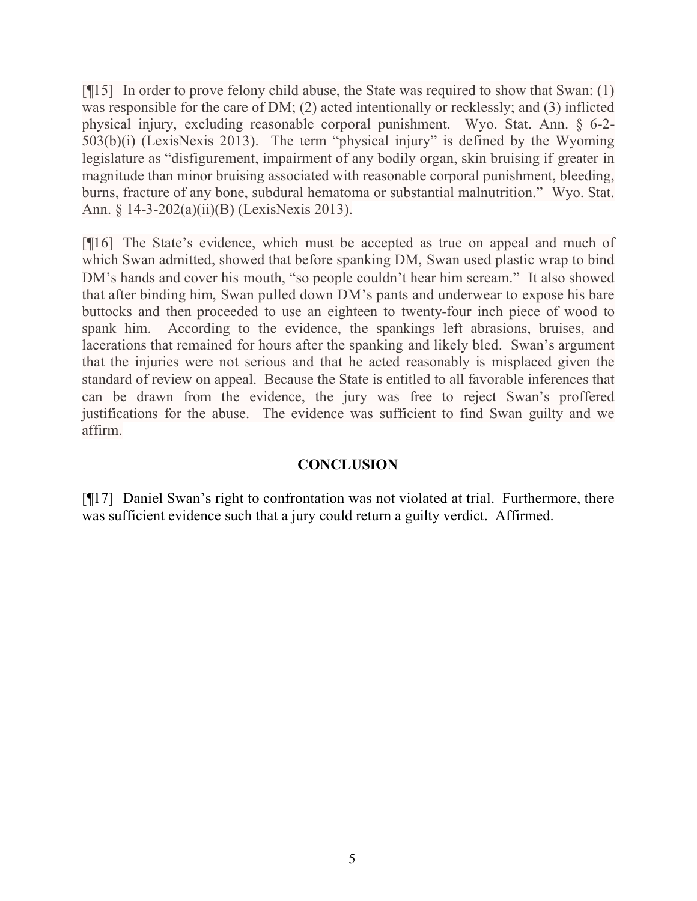[¶15] In order to prove felony child abuse, the State was required to show that Swan: (1) was responsible for the care of DM; (2) acted intentionally or recklessly; and (3) inflicted physical injury, excluding reasonable corporal punishment. Wyo. Stat. Ann. § 6-2-503(b)(i) (LexisNexis 2013). The term "physical injury" is defined by the Wyoming legislature as "disfigurement, impairment of any bodily organ, skin bruising if greater in magnitude than minor bruising associated with reasonable corporal punishment, bleeding, burns, fracture of any bone, subdural hematoma or substantial malnutrition." Wyo. Stat. Ann. § 14-3-202(a)(ii)(B) (LexisNexis 2013).

[¶16] The State's evidence, which must be accepted as true on appeal and much of which Swan admitted, showed that before spanking DM, Swan used plastic wrap to bind DM's hands and cover his mouth, "so people couldn't hear him scream." It also showed that after binding him, Swan pulled down DM's pants and underwear to expose his bare buttocks and then proceeded to use an eighteen to twenty-four inch piece of wood to spank him. According to the evidence, the spankings left abrasions, bruises, and lacerations that remained for hours after the spanking and likely bled. Swan's argument that the injuries were not serious and that he acted reasonably is misplaced given the standard of review on appeal. Because the State is entitled to all favorable inferences that can be drawn from the evidence, the jury was free to reject Swan's proffered justifications for the abuse. The evidence was sufficient to find Swan guilty and we affirm.

## CONCLUSION

[¶17] Daniel Swan's right to confrontation was not violated at trial. Furthermore, there was sufficient evidence such that a jury could return a guilty verdict. Affirmed.